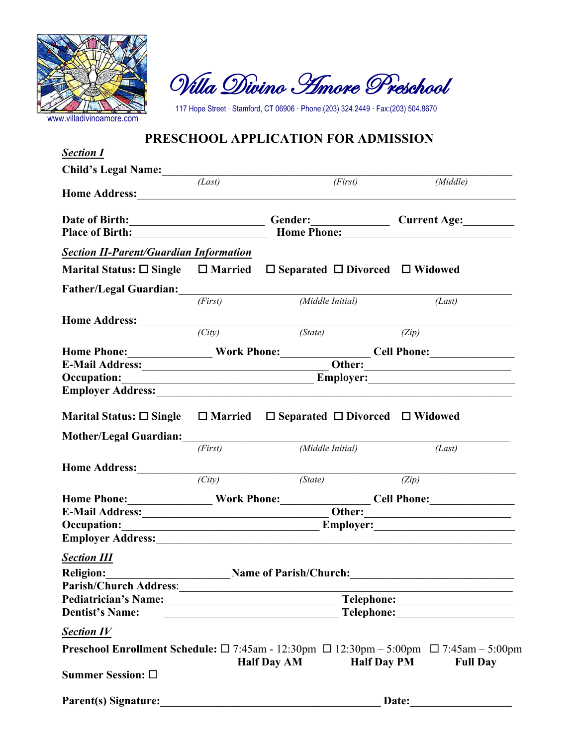# Villa Divino Amore Preschool

117 Hope Street · Stamford, CT 06906 · Phone:(203) 324.2449 · Fax:(203) 504.8670

www.villadivinoamore.com

## PRESCHOOL APPLICATION FOR ADMISSION

***Section I***

**Child's Legal Name:**\_\_\_\_\_\_\_\_\_\_\_\_\_\_\_\_\_\_\_\_\_\_\_\_\_\_\_\_\_\_\_\_\_\_\_\_\_\_\_\_\_\_\_\_\_\_\_\_
*(Last)* *(First)* *(Middle)*

**Home Address:**\_\_\_\_\_\_\_\_\_\_\_\_\_\_\_\_\_\_\_\_\_\_\_\_\_\_\_\_\_\_\_\_\_\_\_\_\_\_\_\_\_\_\_\_\_\_\_\_\_\_\_\_

**Date of Birth:**\_\_\_\_\_\_\_\_\_\_\_\_\_\_\_\_\_\_\_ **Gender:**\_\_\_\_\_\_\_\_\_\_\_ **Current Age:**\_\_\_\_\_\_\_
**Place of Birth:**\_\_\_\_\_\_\_\_\_\_\_\_\_\_\_\_\_\_\_ **Home Phone:**\_\_\_\_\_\_\_\_\_\_\_\_\_\_\_\_\_\_\_\_\_\_\_\_

***Section II-Parent/Guardian Information***

**Marital Status:** ☐ **Single** ☐ **Married** ☐ **Separated** ☐ **Divorced** ☐ **Widowed**

**Father/Legal Guardian:**\_\_\_\_\_\_\_\_\_\_\_\_\_\_\_\_\_\_\_\_\_\_\_\_\_\_\_\_\_\_\_\_\_\_\_\_\_\_\_\_\_\_\_\_\_\_
*(First)* *(Middle Initial)* *(Last)*

**Home Address:**\_\_\_\_\_\_\_\_\_\_\_\_\_\_\_\_\_\_\_\_\_\_\_\_\_\_\_\_\_\_\_\_\_\_\_\_\_\_\_\_\_\_\_\_\_\_\_\_\_\_\_\_
*(City)* *(State)* *(Zip)*

**Home Phone:**\_\_\_\_\_\_\_\_\_\_\_ **Work Phone:**\_\_\_\_\_\_\_\_\_\_\_\_ **Cell Phone:**\_\_\_\_\_\_\_\_\_\_\_\_
**E-Mail Address:**\_\_\_\_\_\_\_\_\_\_\_\_\_\_\_\_\_\_\_\_\_\_\_\_\_\_\_\_ **Other:**\_\_\_\_\_\_\_\_\_\_\_\_\_\_\_\_\_\_\_\_
**Occupation:**\_\_\_\_\_\_\_\_\_\_\_\_\_\_\_\_\_\_\_\_\_\_\_\_\_\_\_\_\_\_\_ **Employer:**\_\_\_\_\_\_\_\_\_\_\_\_\_\_\_\_\_\_\_\_
**Employer Address:**\_\_\_\_\_\_\_\_\_\_\_\_\_\_\_\_\_\_\_\_\_\_\_\_\_\_\_\_\_\_\_\_\_\_\_\_\_\_\_\_\_\_\_\_\_\_\_\_\_\_

**Marital Status:** ☐ **Single** ☐ **Married** ☐ **Separated** ☐ **Divorced** ☐ **Widowed**

**Mother/Legal Guardian:**\_\_\_\_\_\_\_\_\_\_\_\_\_\_\_\_\_\_\_\_\_\_\_\_\_\_\_\_\_\_\_\_\_\_\_\_\_\_\_\_\_\_\_\_\_
*(First)* *(Middle Initial)* *(Last)*

**Home Address:**\_\_\_\_\_\_\_\_\_\_\_\_\_\_\_\_\_\_\_\_\_\_\_\_\_\_\_\_\_\_\_\_\_\_\_\_\_\_\_\_\_\_\_\_\_\_\_\_\_\_\_\_
*(City)* *(State)* *(Zip)*

**Home Phone:**\_\_\_\_\_\_\_\_\_\_\_ **Work Phone:**\_\_\_\_\_\_\_\_\_\_\_\_ **Cell Phone:**\_\_\_\_\_\_\_\_\_\_\_\_
**E-Mail Address:**\_\_\_\_\_\_\_\_\_\_\_\_\_\_\_\_\_\_\_\_\_\_\_\_\_\_\_\_ **Other:**\_\_\_\_\_\_\_\_\_\_\_\_\_\_\_\_\_\_\_\_
**Occupation:**\_\_\_\_\_\_\_\_\_\_\_\_\_\_\_\_\_\_\_\_\_\_\_\_\_\_\_\_\_\_\_ **Employer:**\_\_\_\_\_\_\_\_\_\_\_\_\_\_\_\_\_\_\_\_
**Employer Address:**\_\_\_\_\_\_\_\_\_\_\_\_\_\_\_\_\_\_\_\_\_\_\_\_\_\_\_\_\_\_\_\_\_\_\_\_\_\_\_\_\_\_\_\_\_\_\_\_\_\_

***Section III***

**Religion:**\_\_\_\_\_\_\_\_\_\_\_\_\_\_\_\_\_\_\_\_ **Name of Parish/Church:**\_\_\_\_\_\_\_\_\_\_\_\_\_\_\_\_\_\_\_\_\_\_\_
**Parish/Church Address**:\_\_\_\_\_\_\_\_\_\_\_\_\_\_\_\_\_\_\_\_\_\_\_\_\_\_\_\_\_\_\_\_\_\_\_\_\_\_\_\_\_\_\_\_\_\_\_\_
**Pediatrician's Name:**\_\_\_\_\_\_\_\_\_\_\_\_\_\_\_\_\_\_\_\_\_\_\_\_\_\_\_\_\_ **Telephone:**\_\_\_\_\_\_\_\_\_\_\_\_\_\_\_\_\_\_
**Dentist's Name:** \_\_\_\_\_\_\_\_\_\_\_\_\_\_\_\_\_\_\_\_\_\_\_\_\_\_\_\_\_ **Telephone:**\_\_\_\_\_\_\_\_\_\_\_\_\_\_\_\_\_\_

***Section IV***

**Preschool Enrollment Schedule:** ☐ 7:45am - 12:30pm ☐ 12:30pm – 5:00pm ☐ 7:45am – 5:00pm
**Half Day AM** **Half Day PM** **Full Day**

**Summer Session:** ☐

**Parent(s) Signature:**\_\_\_\_\_\_\_\_\_\_\_\_\_\_\_\_\_\_\_\_\_\_\_\_\_\_\_\_\_\_\_\_\_\_\_\_\_ **Date:**\_\_\_\_\_\_\_\_\_\_\_\_\_\_\_\_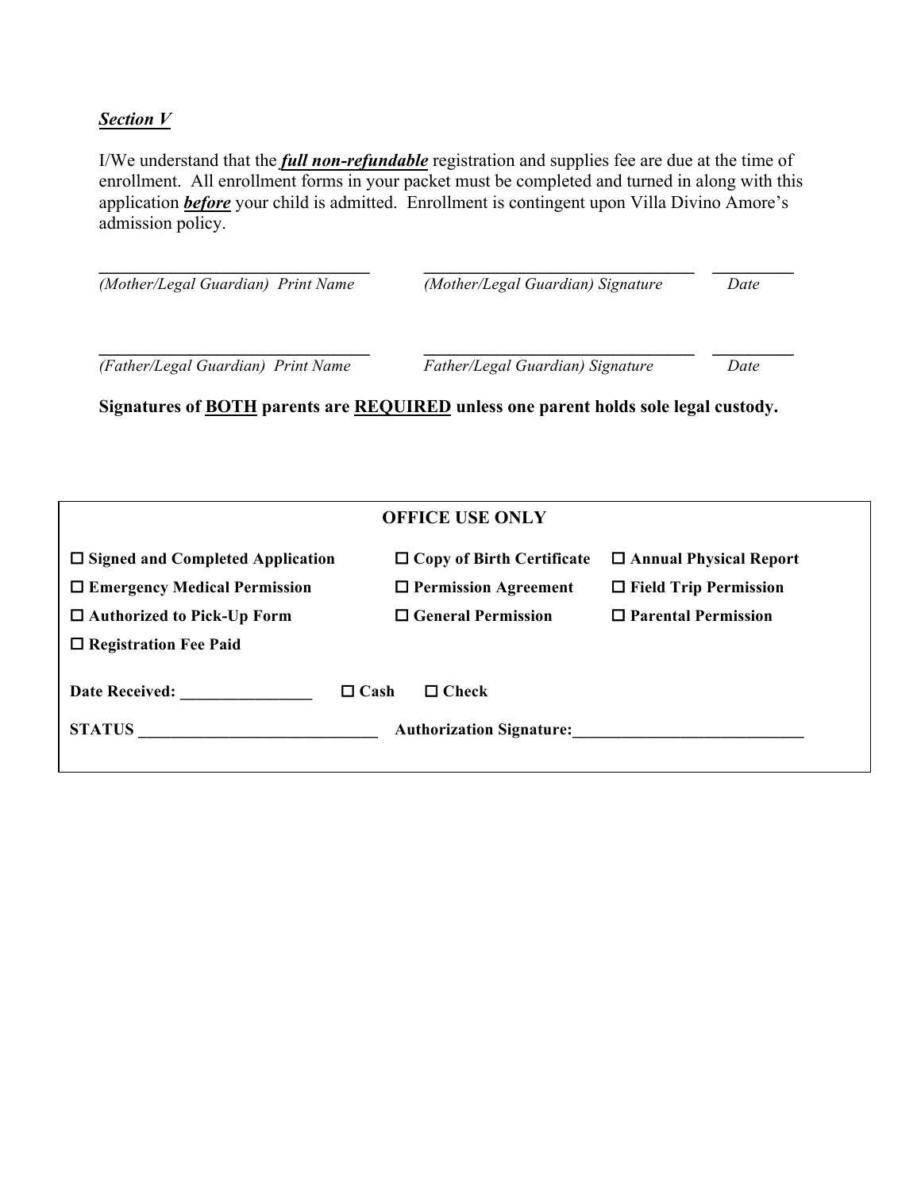***Section V***

I/We understand that the ***full non-refundable*** registration and supplies fee are due at the time of enrollment. All enrollment forms in your packet must be completed and turned in along with this application ***before*** your child is admitted. Enrollment is contingent upon Villa Divino Amore's admission policy.

| | | |
|---|---|---|
| ______________________________ | ______________________________ | _________ |
| *(Mother/Legal Guardian) Print Name* | *(Mother/Legal Guardian) Signature* | *Date* |
| ______________________________ | ______________________________ | _________ |
| *(Father/Legal Guardian) Print Name* | *Father/Legal Guardian) Signature* | *Date* |

**Signatures of BOTH parents are REQUIRED unless one parent holds sole legal custody.**

**OFFICE USE ONLY**

| | | |
|---|---|---|
| ☐ **Signed and Completed Application** | ☐ **Copy of Birth Certificate** | ☐ **Annual Physical Report** |
| ☐ **Emergency Medical Permission** | ☐ **Permission Agreement** | ☐ **Field Trip Permission** |
| ☐ **Authorized to Pick-Up Form** | ☐ **General Permission** | ☐ **Parental Permission** |
| ☐ **Registration Fee Paid** | | |

**Date Received:** ________________ ☐ **Cash** ☐ **Check**

**STATUS** _____________________________ **Authorization Signature:**____________________________